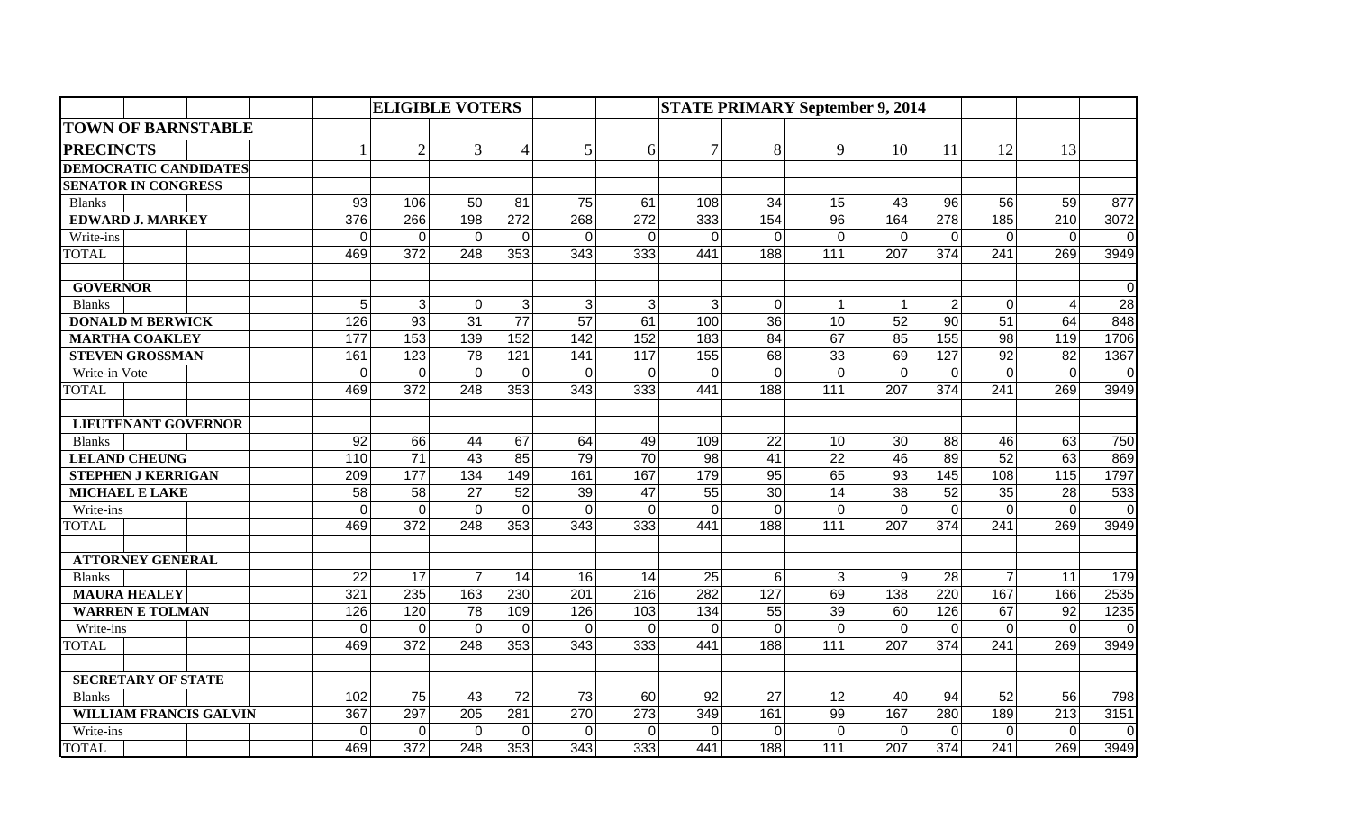| | ELIGIBLE VOTERS | | | | | STATE PRIMARY September 9, 2014 | | | | | | | |
|---|---|---|---|---|---|---|---|---|---|---|---|---|---|
| **TOWN OF BARNSTABLE** | | | | | | | | | | | | | |
| **PRECINCTS** | 1 | 2 | 3 | 4 | 5 | 6 | 7 | 8 | 9 | 10 | 11 | 12 | 13 |
| **DEMOCRATIC CANDIDATES** | | | | | | | | | | | | | | |
| **SENATOR IN CONGRESS** | | | | | | | | | | | | | | |
| Blanks | 93 | 106 | 50 | 81 | 75 | 61 | 108 | 34 | 15 | 43 | 96 | 56 | 59 | 877 |
| **EDWARD J. MARKEY** | 376 | 266 | 198 | 272 | 268 | 272 | 333 | 154 | 96 | 164 | 278 | 185 | 210 | 3072 |
| Write-ins | 0 | 0 | 0 | 0 | 0 | 0 | 0 | 0 | 0 | 0 | 0 | 0 | 0 | 0 |
| TOTAL | 469 | 372 | 248 | 353 | 343 | 333 | 441 | 188 | 111 | 207 | 374 | 241 | 269 | 3949 |
| | | | | | | | | | | | | | | |
| **GOVERNOR** | | | | | | | | | | | | | | 0 |
| Blanks | 5 | 3 | 0 | 3 | 3 | 3 | 3 | 0 | 1 | 1 | 2 | 0 | 4 | 28 |
| **DONALD M BERWICK** | 126 | 93 | 31 | 77 | 57 | 61 | 100 | 36 | 10 | 52 | 90 | 51 | 64 | 848 |
| **MARTHA COAKLEY** | 177 | 153 | 139 | 152 | 142 | 152 | 183 | 84 | 67 | 85 | 155 | 98 | 119 | 1706 |
| **STEVEN GROSSMAN** | 161 | 123 | 78 | 121 | 141 | 117 | 155 | 68 | 33 | 69 | 127 | 92 | 82 | 1367 |
| Write-in Vote | 0 | 0 | 0 | 0 | 0 | 0 | 0 | 0 | 0 | 0 | 0 | 0 | 0 | 0 |
| TOTAL | 469 | 372 | 248 | 353 | 343 | 333 | 441 | 188 | 111 | 207 | 374 | 241 | 269 | 3949 |
| | | | | | | | | | | | | | | |
| **LIEUTENANT GOVERNOR** | | | | | | | | | | | | | | |
| Blanks | 92 | 66 | 44 | 67 | 64 | 49 | 109 | 22 | 10 | 30 | 88 | 46 | 63 | 750 |
| **LELAND CHEUNG** | 110 | 71 | 43 | 85 | 79 | 70 | 98 | 41 | 22 | 46 | 89 | 52 | 63 | 869 |
| **STEPHEN J KERRIGAN** | 209 | 177 | 134 | 149 | 161 | 167 | 179 | 95 | 65 | 93 | 145 | 108 | 115 | 1797 |
| **MICHAEL E LAKE** | 58 | 58 | 27 | 52 | 39 | 47 | 55 | 30 | 14 | 38 | 52 | 35 | 28 | 533 |
| Write-ins | 0 | 0 | 0 | 0 | 0 | 0 | 0 | 0 | 0 | 0 | 0 | 0 | 0 | 0 |
| TOTAL | 469 | 372 | 248 | 353 | 343 | 333 | 441 | 188 | 111 | 207 | 374 | 241 | 269 | 3949 |
| | | | | | | | | | | | | | | |
| **ATTORNEY GENERAL** | | | | | | | | | | | | | | |
| Blanks | 22 | 17 | 7 | 14 | 16 | 14 | 25 | 6 | 3 | 9 | 28 | 7 | 11 | 179 |
| **MAURA HEALEY** | 321 | 235 | 163 | 230 | 201 | 216 | 282 | 127 | 69 | 138 | 220 | 167 | 166 | 2535 |
| **WARREN E TOLMAN** | 126 | 120 | 78 | 109 | 126 | 103 | 134 | 55 | 39 | 60 | 126 | 67 | 92 | 1235 |
| Write-ins | 0 | 0 | 0 | 0 | 0 | 0 | 0 | 0 | 0 | 0 | 0 | 0 | 0 | 0 |
| TOTAL | 469 | 372 | 248 | 353 | 343 | 333 | 441 | 188 | 111 | 207 | 374 | 241 | 269 | 3949 |
| | | | | | | | | | | | | | | |
| **SECRETARY OF STATE** | | | | | | | | | | | | | | |
| Blanks | 102 | 75 | 43 | 72 | 73 | 60 | 92 | 27 | 12 | 40 | 94 | 52 | 56 | 798 |
| **WILLIAM FRANCIS GALVIN** | 367 | 297 | 205 | 281 | 270 | 273 | 349 | 161 | 99 | 167 | 280 | 189 | 213 | 3151 |
| Write-ins | 0 | 0 | 0 | 0 | 0 | 0 | 0 | 0 | 0 | 0 | 0 | 0 | 0 | 0 |
| TOTAL | 469 | 372 | 248 | 353 | 343 | 333 | 441 | 188 | 111 | 207 | 374 | 241 | 269 | 3949 |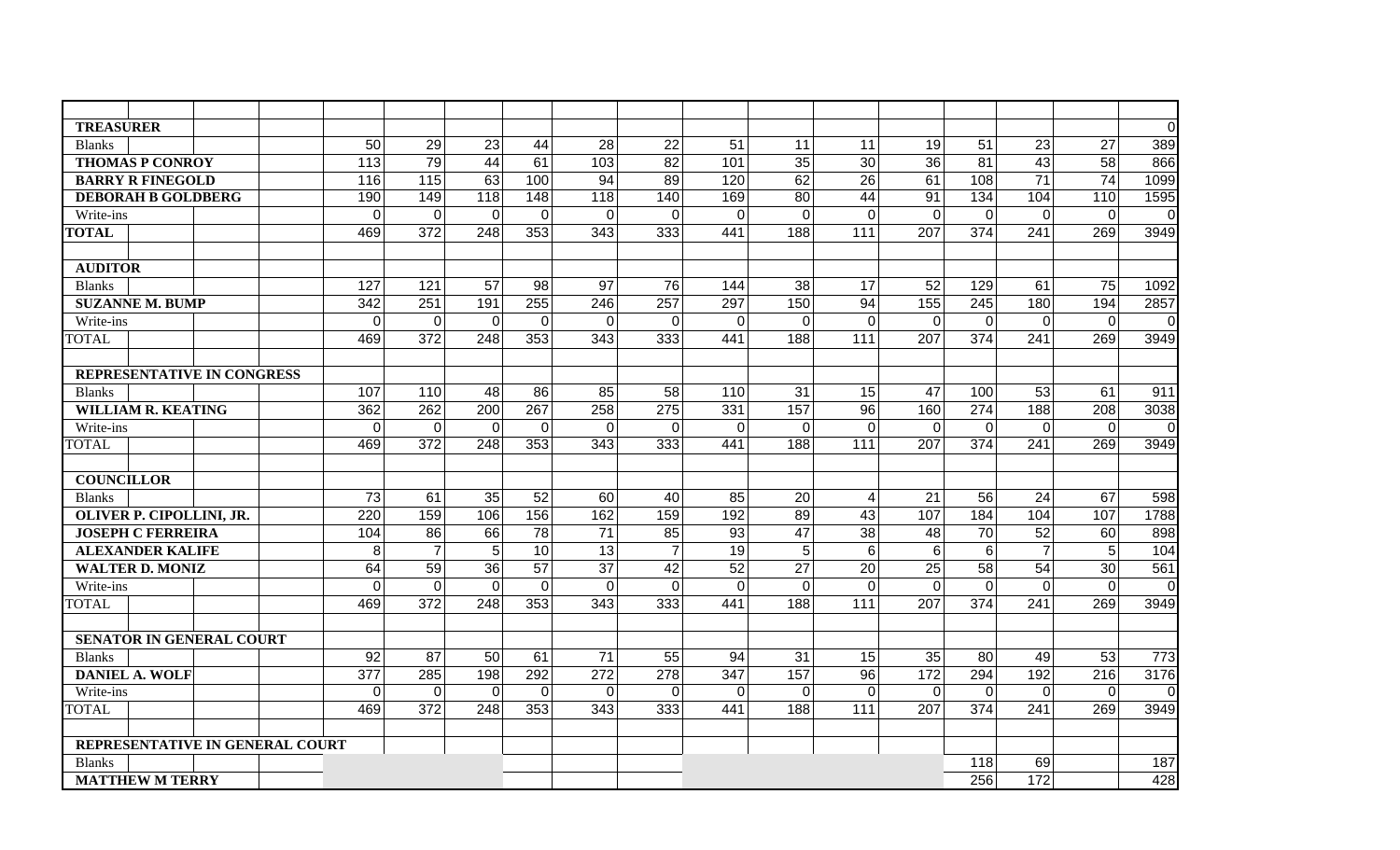| TREASURER | | | | | | | | | | | | | | 0 |
|---|---|---|---|---|---|---|---|---|---|---|---|---|---|---|
| Blanks | 50 | 29 | 23 | 44 | 28 | 22 | 51 | 11 | 11 | 19 | 51 | 23 | 27 | 389 |
| **THOMAS P CONROY** | 113 | 79 | 44 | 61 | 103 | 82 | 101 | 35 | 30 | 36 | 81 | 43 | 58 | 866 |
| **BARRY R FINEGOLD** | 116 | 115 | 63 | 100 | 94 | 89 | 120 | 62 | 26 | 61 | 108 | 71 | 74 | 1099 |
| **DEBORAH B GOLDBERG** | 190 | 149 | 118 | 148 | 118 | 140 | 169 | 80 | 44 | 91 | 134 | 104 | 110 | 1595 |
| Write-ins | 0 | 0 | 0 | 0 | 0 | 0 | 0 | 0 | 0 | 0 | 0 | 0 | 0 | 0 |
| **TOTAL** | 469 | 372 | 248 | 353 | 343 | 333 | 441 | 188 | 111 | 207 | 374 | 241 | 269 | 3949 |
| | | | | | | | | | | | | | | |
| **AUDITOR** | | | | | | | | | | | | | | |
| Blanks | 127 | 121 | 57 | 98 | 97 | 76 | 144 | 38 | 17 | 52 | 129 | 61 | 75 | 1092 |
| **SUZANNE M. BUMP** | 342 | 251 | 191 | 255 | 246 | 257 | 297 | 150 | 94 | 155 | 245 | 180 | 194 | 2857 |
| Write-ins | 0 | 0 | 0 | 0 | 0 | 0 | 0 | 0 | 0 | 0 | 0 | 0 | 0 | 0 |
| TOTAL | 469 | 372 | 248 | 353 | 343 | 333 | 441 | 188 | 111 | 207 | 374 | 241 | 269 | 3949 |
| | | | | | | | | | | | | | | |
| **REPRESENTATIVE IN CONGRESS** | | | | | | | | | | | | | | |
| Blanks | 107 | 110 | 48 | 86 | 85 | 58 | 110 | 31 | 15 | 47 | 100 | 53 | 61 | 911 |
| **WILLIAM R. KEATING** | 362 | 262 | 200 | 267 | 258 | 275 | 331 | 157 | 96 | 160 | 274 | 188 | 208 | 3038 |
| Write-ins | 0 | 0 | 0 | 0 | 0 | 0 | 0 | 0 | 0 | 0 | 0 | 0 | 0 | 0 |
| TOTAL | 469 | 372 | 248 | 353 | 343 | 333 | 441 | 188 | 111 | 207 | 374 | 241 | 269 | 3949 |
| | | | | | | | | | | | | | | |
| **COUNCILLOR** | | | | | | | | | | | | | | |
| Blanks | 73 | 61 | 35 | 52 | 60 | 40 | 85 | 20 | 4 | 21 | 56 | 24 | 67 | 598 |
| **OLIVER P. CIPOLLINI, JR.** | 220 | 159 | 106 | 156 | 162 | 159 | 192 | 89 | 43 | 107 | 184 | 104 | 107 | 1788 |
| **JOSEPH C FERREIRA** | 104 | 86 | 66 | 78 | 71 | 85 | 93 | 47 | 38 | 48 | 70 | 52 | 60 | 898 |
| **ALEXANDER KALIFE** | 8 | 7 | 5 | 10 | 13 | 7 | 19 | 5 | 6 | 6 | 6 | 7 | 5 | 104 |
| **WALTER D. MONIZ** | 64 | 59 | 36 | 57 | 37 | 42 | 52 | 27 | 20 | 25 | 58 | 54 | 30 | 561 |
| Write-ins | 0 | 0 | 0 | 0 | 0 | 0 | 0 | 0 | 0 | 0 | 0 | 0 | 0 | 0 |
| TOTAL | 469 | 372 | 248 | 353 | 343 | 333 | 441 | 188 | 111 | 207 | 374 | 241 | 269 | 3949 |
| | | | | | | | | | | | | | | |
| **SENATOR IN GENERAL COURT** | | | | | | | | | | | | | | |
| Blanks | 92 | 87 | 50 | 61 | 71 | 55 | 94 | 31 | 15 | 35 | 80 | 49 | 53 | 773 |
| **DANIEL A. WOLF** | 377 | 285 | 198 | 292 | 272 | 278 | 347 | 157 | 96 | 172 | 294 | 192 | 216 | 3176 |
| Write-ins | 0 | 0 | 0 | 0 | 0 | 0 | 0 | 0 | 0 | 0 | 0 | 0 | 0 | 0 |
| TOTAL | 469 | 372 | 248 | 353 | 343 | 333 | 441 | 188 | 111 | 207 | 374 | 241 | 269 | 3949 |
| | | | | | | | | | | | | | | |
| **REPRESENTATIVE IN GENERAL COURT** | | | | | | | | | | | | | | |
| Blanks | | | | | | | | | | | 118 | 69 | | 187 |
| **MATTHEW M TERRY** | | | | | | | | | | | 256 | 172 | | 428 |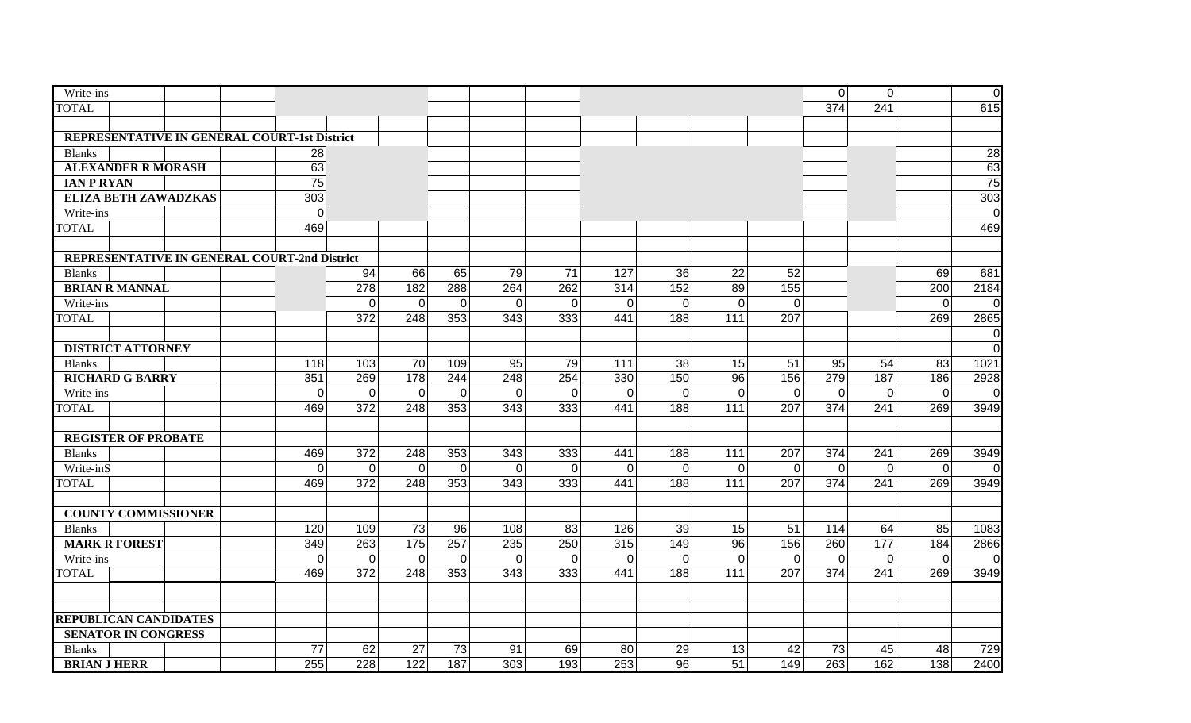| | | | | | | | | | | | | | | |
|---|---|---|---|---|---|---|---|---|---|---|---|---|---|---|
| Write-ins | | | | | | | | | | | 0 | 0 | | 0 |
| TOTAL | | | | | | | | | | | 374 | 241 | | 615 |
| | | | | | | | | | | | | | | |
| **REPRESENTATIVE IN GENERAL COURT-1st District** | | | | | | | | | | | | | | |
| Blanks | 28 | | | | | | | | | | | | | 28 |
| **ALEXANDER R MORASH** | 63 | | | | | | | | | | | | | 63 |
| **IAN P RYAN** | 75 | | | | | | | | | | | | | 75 |
| **ELIZA BETH ZAWADZKAS** | 303 | | | | | | | | | | | | | 303 |
| Write-ins | 0 | | | | | | | | | | | | | 0 |
| TOTAL | 469 | | | | | | | | | | | | | 469 |
| | | | | | | | | | | | | | | |
| **REPRESENTATIVE IN GENERAL COURT-2nd District** | | | | | | | | | | | | | | |
| Blanks | | 94 | 66 | 65 | 79 | 71 | 127 | 36 | 22 | 52 | | | 69 | 681 |
| **BRIAN R MANNAL** | | 278 | 182 | 288 | 264 | 262 | 314 | 152 | 89 | 155 | | | 200 | 2184 |
| Write-ins | | 0 | 0 | 0 | 0 | 0 | 0 | 0 | 0 | 0 | | | 0 | 0 |
| TOTAL | | 372 | 248 | 353 | 343 | 333 | 441 | 188 | 111 | 207 | | | 269 | 2865 |
| | | | | | | | | | | | | | | 0 |
| **DISTRICT ATTORNEY** | | | | | | | | | | | | | | 0 |
| Blanks | 118 | 103 | 70 | 109 | 95 | 79 | 111 | 38 | 15 | 51 | 95 | 54 | 83 | 1021 |
| **RICHARD G BARRY** | 351 | 269 | 178 | 244 | 248 | 254 | 330 | 150 | 96 | 156 | 279 | 187 | 186 | 2928 |
| Write-ins | 0 | 0 | 0 | 0 | 0 | 0 | 0 | 0 | 0 | 0 | 0 | 0 | 0 | 0 |
| TOTAL | 469 | 372 | 248 | 353 | 343 | 333 | 441 | 188 | 111 | 207 | 374 | 241 | 269 | 3949 |
| | | | | | | | | | | | | | | |
| **REGISTER OF PROBATE** | | | | | | | | | | | | | | |
| Blanks | 469 | 372 | 248 | 353 | 343 | 333 | 441 | 188 | 111 | 207 | 374 | 241 | 269 | 3949 |
| Write-inS | 0 | 0 | 0 | 0 | 0 | 0 | 0 | 0 | 0 | 0 | 0 | 0 | 0 | 0 |
| TOTAL | 469 | 372 | 248 | 353 | 343 | 333 | 441 | 188 | 111 | 207 | 374 | 241 | 269 | 3949 |
| | | | | | | | | | | | | | | |
| **COUNTY COMMISSIONER** | | | | | | | | | | | | | | |
| Blanks | 120 | 109 | 73 | 96 | 108 | 83 | 126 | 39 | 15 | 51 | 114 | 64 | 85 | 1083 |
| **MARK R FOREST** | 349 | 263 | 175 | 257 | 235 | 250 | 315 | 149 | 96 | 156 | 260 | 177 | 184 | 2866 |
| Write-ins | 0 | 0 | 0 | 0 | 0 | 0 | 0 | 0 | 0 | 0 | 0 | 0 | 0 | 0 |
| TOTAL | 469 | 372 | 248 | 353 | 343 | 333 | 441 | 188 | 111 | 207 | 374 | 241 | 269 | 3949 |
| | | | | | | | | | | | | | | |
| | | | | | | | | | | | | | | |
| **REPUBLICAN CANDIDATES** | | | | | | | | | | | | | | |
| **SENATOR IN CONGRESS** | | | | | | | | | | | | | | |
| Blanks | 77 | 62 | 27 | 73 | 91 | 69 | 80 | 29 | 13 | 42 | 73 | 45 | 48 | 729 |
| **BRIAN J HERR** | 255 | 228 | 122 | 187 | 303 | 193 | 253 | 96 | 51 | 149 | 263 | 162 | 138 | 2400 |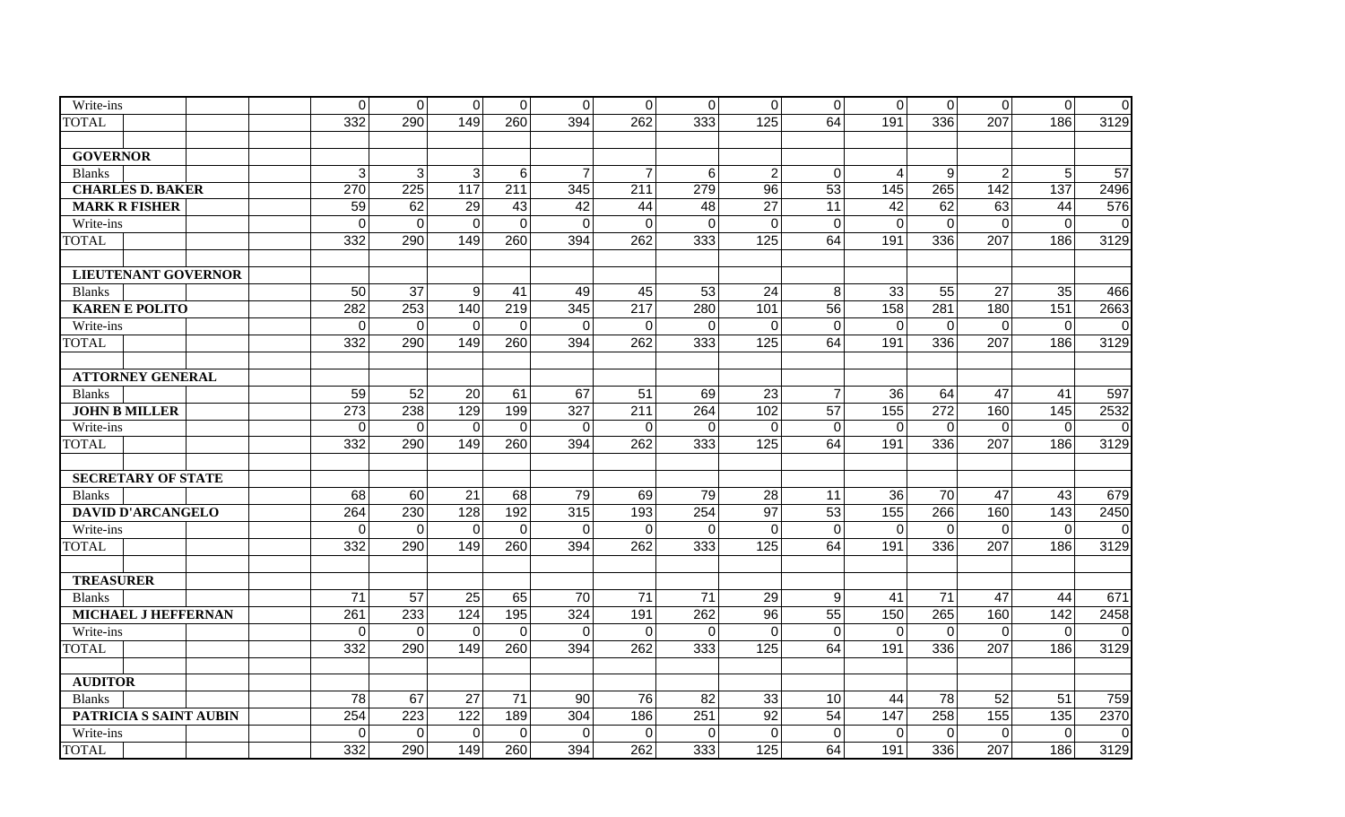| | | | | | | | | | | | | | | | | |
|---|---|---|---|---|---|---|---|---|---|---|---|---|---|---|---|---|
| Write-ins | | | | 0 | 0 | 0 | 0 | 0 | 0 | 0 | 0 | 0 | 0 | 0 | 0 | 0 | 0 |
| TOTAL | | | | 332 | 290 | 149 | 260 | 394 | 262 | 333 | 125 | 64 | 191 | 336 | 207 | 186 | 3129 |
| | | | | | | | | | | | | | | | | | |
| **GOVERNOR** | | | | | | | | | | | | | | | | | |
| Blanks | | | | 3 | 3 | 3 | 6 | 7 | 7 | 6 | 2 | 0 | 4 | 9 | 2 | 5 | 57 |
| **CHARLES D. BAKER** | | | | 270 | 225 | 117 | 211 | 345 | 211 | 279 | 96 | 53 | 145 | 265 | 142 | 137 | 2496 |
| **MARK R FISHER** | | | | 59 | 62 | 29 | 43 | 42 | 44 | 48 | 27 | 11 | 42 | 62 | 63 | 44 | 576 |
| Write-ins | | | | 0 | 0 | 0 | 0 | 0 | 0 | 0 | 0 | 0 | 0 | 0 | 0 | 0 | 0 |
| TOTAL | | | | 332 | 290 | 149 | 260 | 394 | 262 | 333 | 125 | 64 | 191 | 336 | 207 | 186 | 3129 |
| | | | | | | | | | | | | | | | | | |
| **LIEUTENANT GOVERNOR** | | | | | | | | | | | | | | | | | |
| Blanks | | | | 50 | 37 | 9 | 41 | 49 | 45 | 53 | 24 | 8 | 33 | 55 | 27 | 35 | 466 |
| **KAREN E POLITO** | | | | 282 | 253 | 140 | 219 | 345 | 217 | 280 | 101 | 56 | 158 | 281 | 180 | 151 | 2663 |
| Write-ins | | | | 0 | 0 | 0 | 0 | 0 | 0 | 0 | 0 | 0 | 0 | 0 | 0 | 0 | 0 |
| TOTAL | | | | 332 | 290 | 149 | 260 | 394 | 262 | 333 | 125 | 64 | 191 | 336 | 207 | 186 | 3129 |
| | | | | | | | | | | | | | | | | | |
| **ATTORNEY GENERAL** | | | | | | | | | | | | | | | | | |
| Blanks | | | | 59 | 52 | 20 | 61 | 67 | 51 | 69 | 23 | 7 | 36 | 64 | 47 | 41 | 597 |
| **JOHN B MILLER** | | | | 273 | 238 | 129 | 199 | 327 | 211 | 264 | 102 | 57 | 155 | 272 | 160 | 145 | 2532 |
| Write-ins | | | | 0 | 0 | 0 | 0 | 0 | 0 | 0 | 0 | 0 | 0 | 0 | 0 | 0 | 0 |
| TOTAL | | | | 332 | 290 | 149 | 260 | 394 | 262 | 333 | 125 | 64 | 191 | 336 | 207 | 186 | 3129 |
| | | | | | | | | | | | | | | | | | |
| **SECRETARY OF STATE** | | | | | | | | | | | | | | | | | |
| Blanks | | | | 68 | 60 | 21 | 68 | 79 | 69 | 79 | 28 | 11 | 36 | 70 | 47 | 43 | 679 |
| **DAVID D'ARCANGELO** | | | | 264 | 230 | 128 | 192 | 315 | 193 | 254 | 97 | 53 | 155 | 266 | 160 | 143 | 2450 |
| Write-ins | | | | 0 | 0 | 0 | 0 | 0 | 0 | 0 | 0 | 0 | 0 | 0 | 0 | 0 | 0 |
| TOTAL | | | | 332 | 290 | 149 | 260 | 394 | 262 | 333 | 125 | 64 | 191 | 336 | 207 | 186 | 3129 |
| | | | | | | | | | | | | | | | | | |
| **TREASURER** | | | | | | | | | | | | | | | | | |
| Blanks | | | | 71 | 57 | 25 | 65 | 70 | 71 | 71 | 29 | 9 | 41 | 71 | 47 | 44 | 671 |
| **MICHAEL J HEFFERNAN** | | | | 261 | 233 | 124 | 195 | 324 | 191 | 262 | 96 | 55 | 150 | 265 | 160 | 142 | 2458 |
| Write-ins | | | | 0 | 0 | 0 | 0 | 0 | 0 | 0 | 0 | 0 | 0 | 0 | 0 | 0 | 0 |
| TOTAL | | | | 332 | 290 | 149 | 260 | 394 | 262 | 333 | 125 | 64 | 191 | 336 | 207 | 186 | 3129 |
| | | | | | | | | | | | | | | | | | |
| **AUDITOR** | | | | | | | | | | | | | | | | | |
| Blanks | | | | 78 | 67 | 27 | 71 | 90 | 76 | 82 | 33 | 10 | 44 | 78 | 52 | 51 | 759 |
| **PATRICIA S SAINT AUBIN** | | | | 254 | 223 | 122 | 189 | 304 | 186 | 251 | 92 | 54 | 147 | 258 | 155 | 135 | 2370 |
| Write-ins | | | | 0 | 0 | 0 | 0 | 0 | 0 | 0 | 0 | 0 | 0 | 0 | 0 | 0 | 0 |
| TOTAL | | | | 332 | 290 | 149 | 260 | 394 | 262 | 333 | 125 | 64 | 191 | 336 | 207 | 186 | 3129 |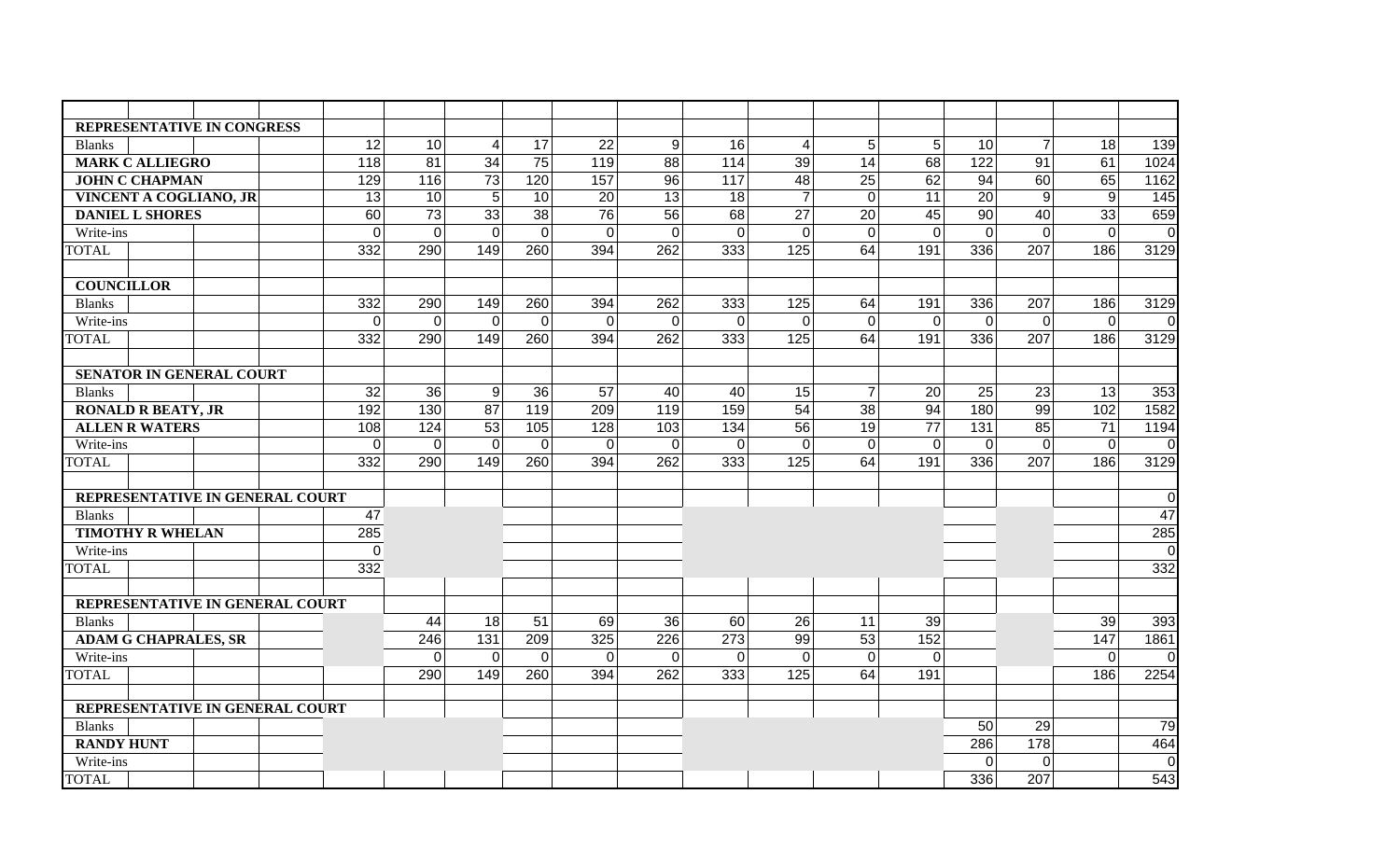| | | | | | | | | | | | | | | |
|---|---|---|---|---|---|---|---|---|---|---|---|---|---|---|
| **REPRESENTATIVE IN CONGRESS** | | | | | | | | | | | | | | |
| Blanks | 12 | 10 | 4 | 17 | 22 | 9 | 16 | 4 | 5 | 5 | 10 | 7 | 18 | 139 |
| **MARK C ALLIEGRO** | 118 | 81 | 34 | 75 | 119 | 88 | 114 | 39 | 14 | 68 | 122 | 91 | 61 | 1024 |
| **JOHN C CHAPMAN** | 129 | 116 | 73 | 120 | 157 | 96 | 117 | 48 | 25 | 62 | 94 | 60 | 65 | 1162 |
| **VINCENT A COGLIANO, JR** | 13 | 10 | 5 | 10 | 20 | 13 | 18 | 7 | 0 | 11 | 20 | 9 | 9 | 145 |
| **DANIEL L SHORES** | 60 | 73 | 33 | 38 | 76 | 56 | 68 | 27 | 20 | 45 | 90 | 40 | 33 | 659 |
| Write-ins | 0 | 0 | 0 | 0 | 0 | 0 | 0 | 0 | 0 | 0 | 0 | 0 | 0 | 0 |
| TOTAL | 332 | 290 | 149 | 260 | 394 | 262 | 333 | 125 | 64 | 191 | 336 | 207 | 186 | 3129 |
| | | | | | | | | | | | | | | |
| **COUNCILLOR** | | | | | | | | | | | | | | |
| Blanks | 332 | 290 | 149 | 260 | 394 | 262 | 333 | 125 | 64 | 191 | 336 | 207 | 186 | 3129 |
| Write-ins | 0 | 0 | 0 | 0 | 0 | 0 | 0 | 0 | 0 | 0 | 0 | 0 | 0 | 0 |
| TOTAL | 332 | 290 | 149 | 260 | 394 | 262 | 333 | 125 | 64 | 191 | 336 | 207 | 186 | 3129 |
| | | | | | | | | | | | | | | |
| **SENATOR IN GENERAL COURT** | | | | | | | | | | | | | | |
| Blanks | 32 | 36 | 9 | 36 | 57 | 40 | 40 | 15 | 7 | 20 | 25 | 23 | 13 | 353 |
| **RONALD R BEATY, JR** | 192 | 130 | 87 | 119 | 209 | 119 | 159 | 54 | 38 | 94 | 180 | 99 | 102 | 1582 |
| **ALLEN R WATERS** | 108 | 124 | 53 | 105 | 128 | 103 | 134 | 56 | 19 | 77 | 131 | 85 | 71 | 1194 |
| Write-ins | 0 | 0 | 0 | 0 | 0 | 0 | 0 | 0 | 0 | 0 | 0 | 0 | 0 | 0 |
| TOTAL | 332 | 290 | 149 | 260 | 394 | 262 | 333 | 125 | 64 | 191 | 336 | 207 | 186 | 3129 |
| | | | | | | | | | | | | | | |
| **REPRESENTATIVE IN GENERAL COURT** | | | | | | | | | | | | | | 0 |
| Blanks | 47 | | | | | | | | | | | | | 47 |
| **TIMOTHY R WHELAN** | 285 | | | | | | | | | | | | | 285 |
| Write-ins | 0 | | | | | | | | | | | | | 0 |
| TOTAL | 332 | | | | | | | | | | | | | 332 |
| | | | | | | | | | | | | | | |
| **REPRESENTATIVE IN GENERAL COURT** | | | | | | | | | | | | | | |
| Blanks | | 44 | 18 | 51 | 69 | 36 | 60 | 26 | 11 | 39 | | | 39 | 393 |
| **ADAM G CHAPRALES, SR** | | 246 | 131 | 209 | 325 | 226 | 273 | 99 | 53 | 152 | | | 147 | 1861 |
| Write-ins | | 0 | 0 | 0 | 0 | 0 | 0 | 0 | 0 | 0 | | | 0 | 0 |
| TOTAL | | 290 | 149 | 260 | 394 | 262 | 333 | 125 | 64 | 191 | | | 186 | 2254 |
| | | | | | | | | | | | | | | |
| **REPRESENTATIVE IN GENERAL COURT** | | | | | | | | | | | | | | |
| Blanks | | | | | | | | | | | 50 | 29 | | 79 |
| **RANDY HUNT** | | | | | | | | | | | 286 | 178 | | 464 |
| Write-ins | | | | | | | | | | | 0 | 0 | | 0 |
| TOTAL | | | | | | | | | | | 336 | 207 | | 543 |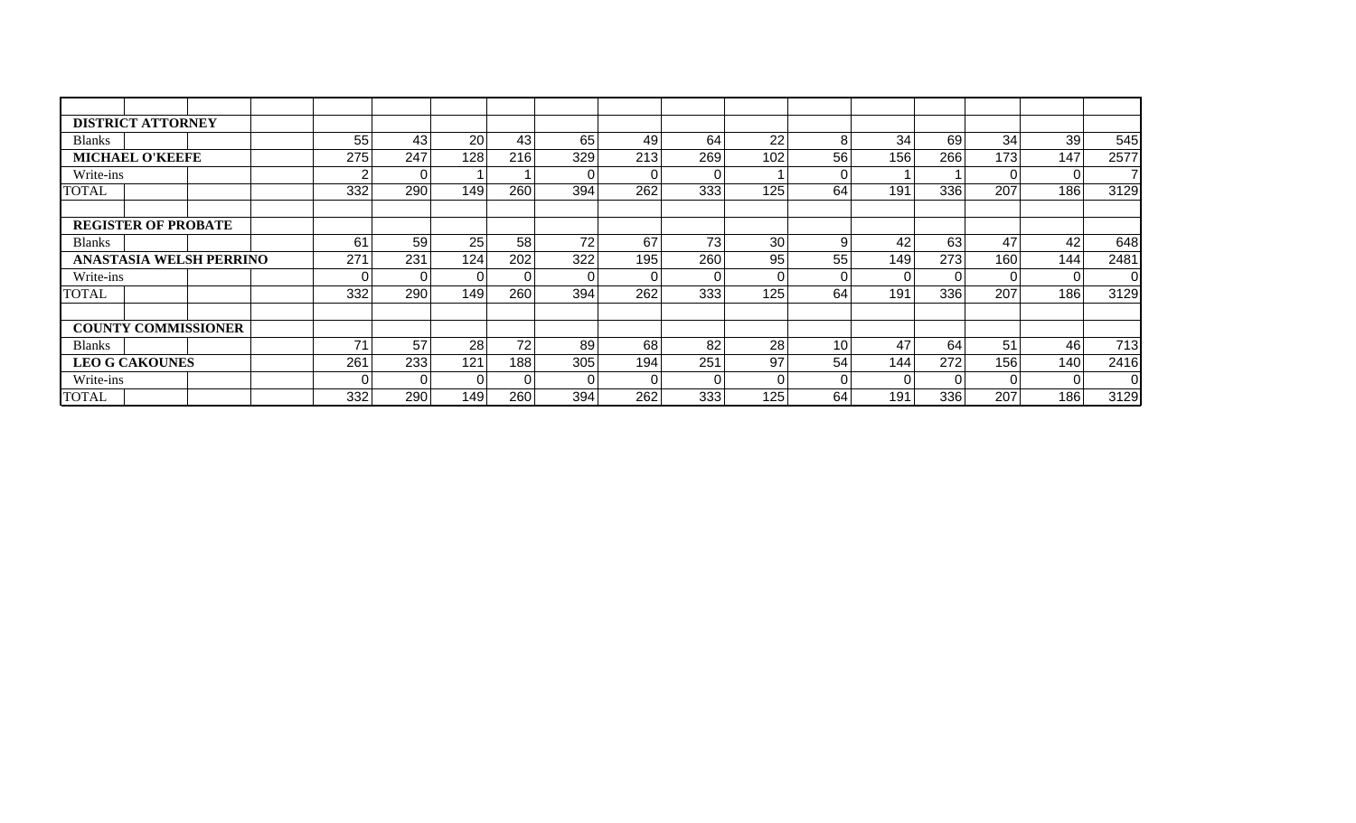| | | | | | | | | | | | | | | |
|---|---|---|---|---|---|---|---|---|---|---|---|---|---|---|
| **DISTRICT ATTORNEY** | | | | | | | | | | | | | | |
| Blanks | | 55 | 43 | 20 | 43 | 65 | 49 | 64 | 22 | 8 | 34 | 69 | 34 | 39 | 545 |
| **MICHAEL O'KEEFE** | | 275 | 247 | 128 | 216 | 329 | 213 | 269 | 102 | 56 | 156 | 266 | 173 | 147 | 2577 |
| Write-ins | | 2 | 0 | 1 | 1 | 0 | 0 | 0 | 1 | 0 | 1 | 1 | 0 | 0 | 7 |
| TOTAL | | 332 | 290 | 149 | 260 | 394 | 262 | 333 | 125 | 64 | 191 | 336 | 207 | 186 | 3129 |
| | | | | | | | | | | | | | | |
| **REGISTER OF PROBATE** | | | | | | | | | | | | | | |
| Blanks | | 61 | 59 | 25 | 58 | 72 | 67 | 73 | 30 | 9 | 42 | 63 | 47 | 42 | 648 |
| **ANASTASIA WELSH PERRINO** | | 271 | 231 | 124 | 202 | 322 | 195 | 260 | 95 | 55 | 149 | 273 | 160 | 144 | 2481 |
| Write-ins | | 0 | 0 | 0 | 0 | 0 | 0 | 0 | 0 | 0 | 0 | 0 | 0 | 0 | 0 |
| TOTAL | | 332 | 290 | 149 | 260 | 394 | 262 | 333 | 125 | 64 | 191 | 336 | 207 | 186 | 3129 |
| | | | | | | | | | | | | | | |
| **COUNTY COMMISSIONER** | | | | | | | | | | | | | | |
| Blanks | | 71 | 57 | 28 | 72 | 89 | 68 | 82 | 28 | 10 | 47 | 64 | 51 | 46 | 713 |
| **LEO G CAKOUNES** | | 261 | 233 | 121 | 188 | 305 | 194 | 251 | 97 | 54 | 144 | 272 | 156 | 140 | 2416 |
| Write-ins | | 0 | 0 | 0 | 0 | 0 | 0 | 0 | 0 | 0 | 0 | 0 | 0 | 0 | 0 |
| TOTAL | | 332 | 290 | 149 | 260 | 394 | 262 | 333 | 125 | 64 | 191 | 336 | 207 | 186 | 3129 |